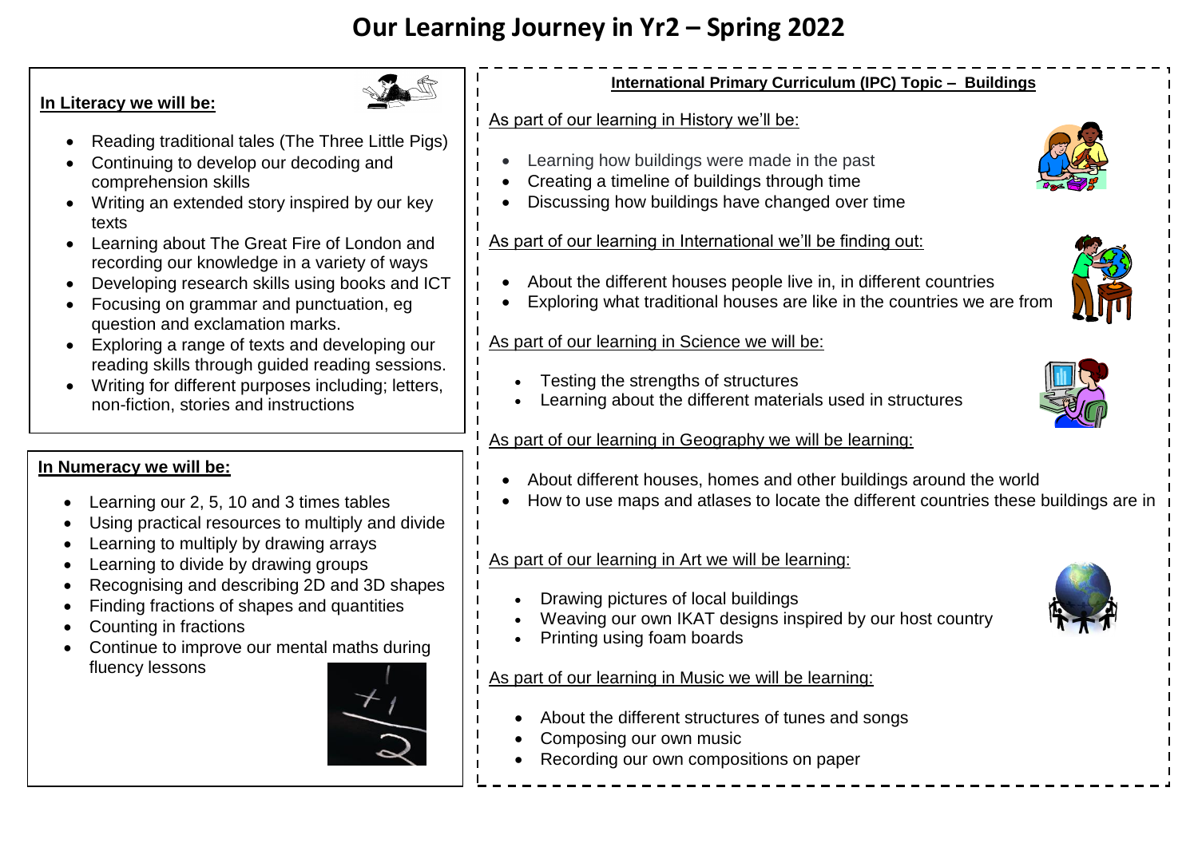# Our Learning Journey in Yr2 – Spring 2022

## In Literacy we will be:

- Reading traditional tales (The Three Little Pigs)
- Continuing to develop our decoding and comprehension skills
- Writing an extended story inspired by our key texts
- Learning about The Great Fire of London and recording our knowledge in a variety of ways
- Developing research skills using books and ICT
- Focusing on grammar and punctuation, eg question and exclamation marks.
- Exploring a range of texts and developing our reading skills through guided reading sessions.
- Writing for different purposes including; letters, non-fiction, stories and instructions

## In Numeracy we will be:

- Learning our 2, 5, 10 and 3 times tables
- Using practical resources to multiply and divide
- Learning to multiply by drawing arrays
- Learning to divide by drawing groups
- Recognising and describing 2D and 3D shapes
- Finding fractions of shapes and quantities
- Counting in fractions
- Continue to improve our mental maths during fluency lessons

## International Primary Curriculum (IPC) Topic – Buildings

As part of our learning in History we'll be:

- Learning how buildings were made in the past
- Creating a timeline of buildings through time
- Discussing how buildings have changed over time

As part of our learning in International we'll be finding out:

- About the different houses people live in, in different countries
- Exploring what traditional houses are like in the countries we are from

As part of our learning in Science we will be:

- Testing the strengths of structures
- Learning about the different materials used in structures

As part of our learning in Geography we will be learning:

- About different houses, homes and other buildings around the world
- How to use maps and atlases to locate the different countries these buildings are in

As part of our learning in Art we will be learning:

- Drawing pictures of local buildings
- Weaving our own IKAT designs inspired by our host country
- Printing using foam boards

As part of our learning in Music we will be learning:

- About the different structures of tunes and songs
- Composing our own music
- Recording our own compositions on paper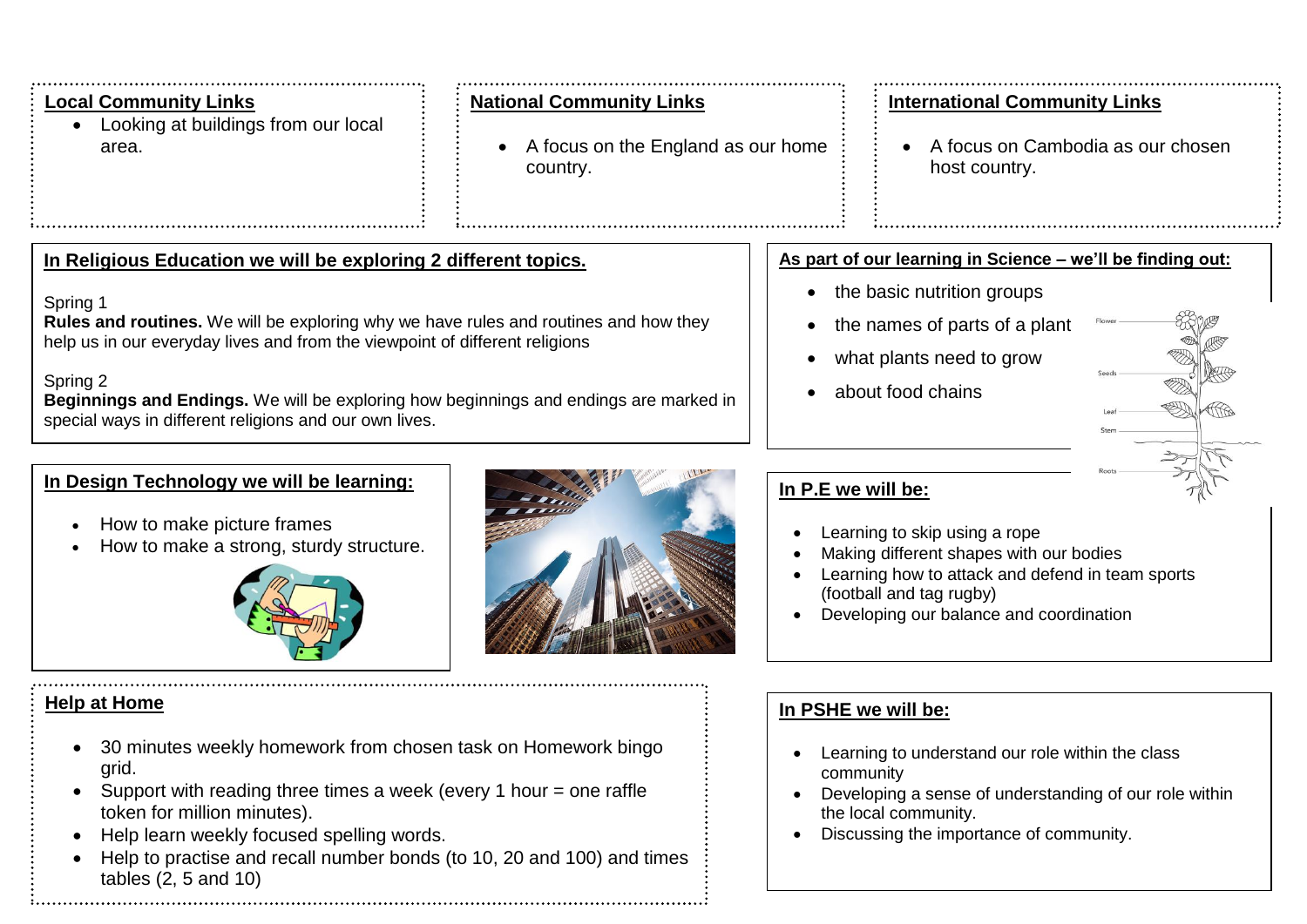## Local Community Links

- Looking at buildings from our local area.

## National Community Links

- A focus on the England as our home country.

## International Community Links

- A focus on Cambodia as our chosen host country.

## In Religious Education we will be exploring 2 different topics.

Spring 1
**Rules and routines.** We will be exploring why we have rules and routines and how they help us in our everyday lives and from the viewpoint of different religions

Spring 2
**Beginnings and Endings.** We will be exploring how beginnings and endings are marked in special ways in different religions and our own lives.

## As part of our learning in Science – we'll be finding out:

- the basic nutrition groups
- the names of parts of a plant
- what plants need to grow
- about food chains

Flower
Seeds
Leaf
Stem
Roots

## In Design Technology we will be learning:

- How to make picture frames
- How to make a strong, sturdy structure.

## In P.E we will be:

- Learning to skip using a rope
- Making different shapes with our bodies
- Learning how to attack and defend in team sports (football and tag rugby)
- Developing our balance and coordination

## Help at Home

- 30 minutes weekly homework from chosen task on Homework bingo grid.
- Support with reading three times a week (every 1 hour = one raffle token for million minutes).
- Help learn weekly focused spelling words.
- Help to practise and recall number bonds (to 10, 20 and 100) and times tables (2, 5 and 10)

## In PSHE we will be:

- Learning to understand our role within the class community
- Developing a sense of understanding of our role within the local community.
- Discussing the importance of community.